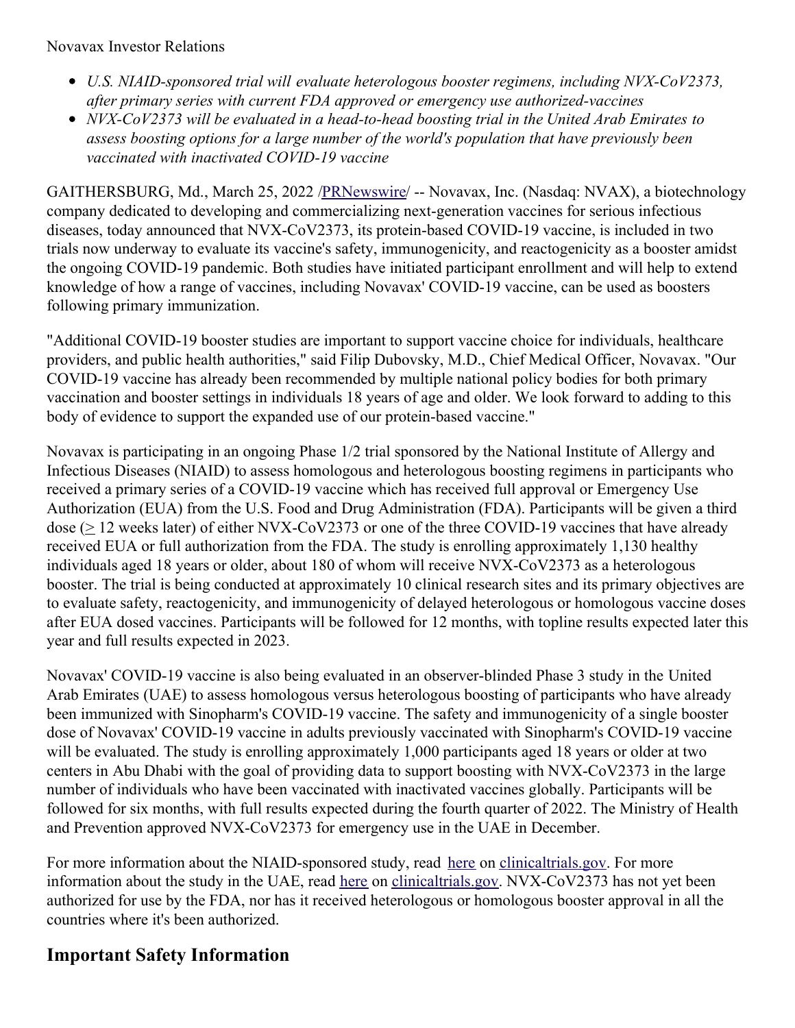Novavax Investor Relations

- *U.S. NIAID-sponsored trial will evaluate heterologous booster regimens, including NVX-CoV2373, after primary series with current FDA approved or emergency use authorized-vaccines*
- *NVX-CoV2373 will be evaluated in a head-to-head boosting trial in the United Arab Emirates to assess boosting options for a large number of the world's population that have previously been vaccinated with inactivated COVID-19 vaccine*

GAITHERSBURG, Md., March 25, 2022 /PRNewswire/ -- Novavax, Inc. (Nasdaq: NVAX), a biotechnology company dedicated to developing and commercializing next-generation vaccines for serious infectious diseases, today announced that NVX-CoV2373, its protein-based COVID-19 vaccine, is included in two trials now underway to evaluate its vaccine's safety, immunogenicity, and reactogenicity as a booster amidst the ongoing COVID-19 pandemic. Both studies have initiated participant enrollment and will help to extend knowledge of how a range of vaccines, including Novavax' COVID-19 vaccine, can be used as boosters following primary immunization.

"Additional COVID-19 booster studies are important to support vaccine choice for individuals, healthcare providers, and public health authorities," said Filip Dubovsky, M.D., Chief Medical Officer, Novavax. "Our COVID-19 vaccine has already been recommended by multiple national policy bodies for both primary vaccination and booster settings in individuals 18 years of age and older. We look forward to adding to this body of evidence to support the expanded use of our protein-based vaccine."

Novavax is participating in an ongoing Phase 1/2 trial sponsored by the National Institute of Allergy and Infectious Diseases (NIAID) to assess homologous and heterologous boosting regimens in participants who received a primary series of a COVID-19 vaccine which has received full approval or Emergency Use Authorization (EUA) from the U.S. Food and Drug Administration (FDA). Participants will be given a third dose (≥ 12 weeks later) of either NVX-CoV2373 or one of the three COVID-19 vaccines that have already received EUA or full authorization from the FDA. The study is enrolling approximately 1,130 healthy individuals aged 18 years or older, about 180 of whom will receive NVX-CoV2373 as a heterologous booster. The trial is being conducted at approximately 10 clinical research sites and its primary objectives are to evaluate safety, reactogenicity, and immunogenicity of delayed heterologous or homologous vaccine doses after EUA dosed vaccines. Participants will be followed for 12 months, with topline results expected later this year and full results expected in 2023.

Novavax' COVID-19 vaccine is also being evaluated in an observer-blinded Phase 3 study in the United Arab Emirates (UAE) to assess homologous versus heterologous boosting of participants who have already been immunized with Sinopharm's COVID-19 vaccine. The safety and immunogenicity of a single booster dose of Novavax' COVID-19 vaccine in adults previously vaccinated with Sinopharm's COVID-19 vaccine will be evaluated. The study is enrolling approximately 1,000 participants aged 18 years or older at two centers in Abu Dhabi with the goal of providing data to support boosting with NVX-CoV2373 in the large number of individuals who have been vaccinated with inactivated vaccines globally. Participants will be followed for six months, with full results expected during the fourth quarter of 2022. The Ministry of Health and Prevention approved NVX-CoV2373 for emergency use in the UAE in December.

For more information about the NIAID-sponsored study, read here on clinicaltrials.gov. For more information about the study in the UAE, read here on clinicaltrials.gov. NVX-CoV2373 has not yet been authorized for use by the FDA, nor has it received heterologous or homologous booster approval in all the countries where it's been authorized.

## Important Safety Information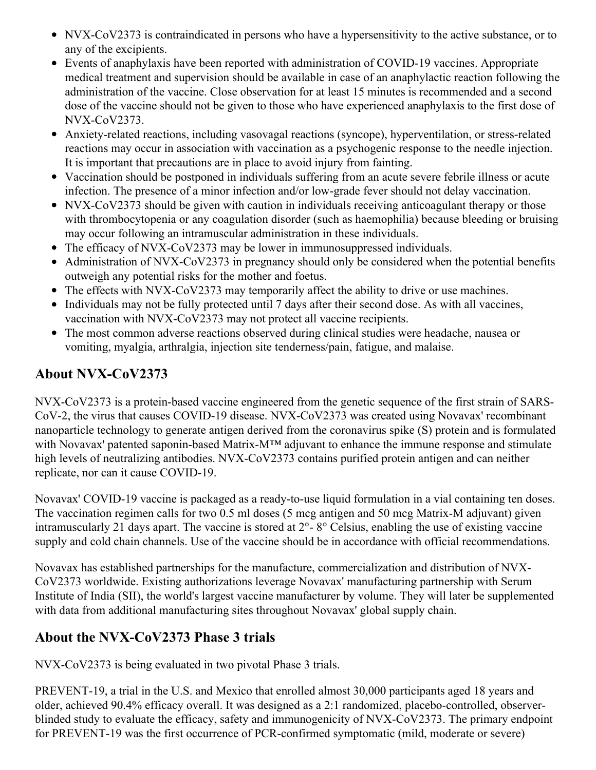- NVX-CoV2373 is contraindicated in persons who have a hypersensitivity to the active substance, or to any of the excipients.
- Events of anaphylaxis have been reported with administration of COVID-19 vaccines. Appropriate medical treatment and supervision should be available in case of an anaphylactic reaction following the administration of the vaccine. Close observation for at least 15 minutes is recommended and a second dose of the vaccine should not be given to those who have experienced anaphylaxis to the first dose of NVX-CoV2373.
- Anxiety-related reactions, including vasovagal reactions (syncope), hyperventilation, or stress-related reactions may occur in association with vaccination as a psychogenic response to the needle injection. It is important that precautions are in place to avoid injury from fainting.
- Vaccination should be postponed in individuals suffering from an acute severe febrile illness or acute infection. The presence of a minor infection and/or low-grade fever should not delay vaccination.
- NVX-CoV2373 should be given with caution in individuals receiving anticoagulant therapy or those with thrombocytopenia or any coagulation disorder (such as haemophilia) because bleeding or bruising may occur following an intramuscular administration in these individuals.
- The efficacy of NVX-CoV2373 may be lower in immunosuppressed individuals.
- Administration of NVX-CoV2373 in pregnancy should only be considered when the potential benefits outweigh any potential risks for the mother and foetus.
- The effects with NVX-CoV2373 may temporarily affect the ability to drive or use machines.
- Individuals may not be fully protected until 7 days after their second dose. As with all vaccines, vaccination with NVX-CoV2373 may not protect all vaccine recipients.
- The most common adverse reactions observed during clinical studies were headache, nausea or vomiting, myalgia, arthralgia, injection site tenderness/pain, fatigue, and malaise.

## About NVX-CoV2373

NVX-CoV2373 is a protein-based vaccine engineered from the genetic sequence of the first strain of SARS-CoV-2, the virus that causes COVID-19 disease. NVX-CoV2373 was created using Novavax' recombinant nanoparticle technology to generate antigen derived from the coronavirus spike (S) protein and is formulated with Novavax' patented saponin-based Matrix-M™ adjuvant to enhance the immune response and stimulate high levels of neutralizing antibodies. NVX-CoV2373 contains purified protein antigen and can neither replicate, nor can it cause COVID-19.

Novavax' COVID-19 vaccine is packaged as a ready-to-use liquid formulation in a vial containing ten doses. The vaccination regimen calls for two 0.5 ml doses (5 mcg antigen and 50 mcg Matrix-M adjuvant) given intramuscularly 21 days apart. The vaccine is stored at 2°- 8° Celsius, enabling the use of existing vaccine supply and cold chain channels. Use of the vaccine should be in accordance with official recommendations.

Novavax has established partnerships for the manufacture, commercialization and distribution of NVX-CoV2373 worldwide. Existing authorizations leverage Novavax' manufacturing partnership with Serum Institute of India (SII), the world's largest vaccine manufacturer by volume. They will later be supplemented with data from additional manufacturing sites throughout Novavax' global supply chain.

## About the NVX-CoV2373 Phase 3 trials

NVX-CoV2373 is being evaluated in two pivotal Phase 3 trials.

PREVENT-19, a trial in the U.S. and Mexico that enrolled almost 30,000 participants aged 18 years and older, achieved 90.4% efficacy overall. It was designed as a 2:1 randomized, placebo-controlled, observer-blinded study to evaluate the efficacy, safety and immunogenicity of NVX-CoV2373. The primary endpoint for PREVENT-19 was the first occurrence of PCR-confirmed symptomatic (mild, moderate or severe)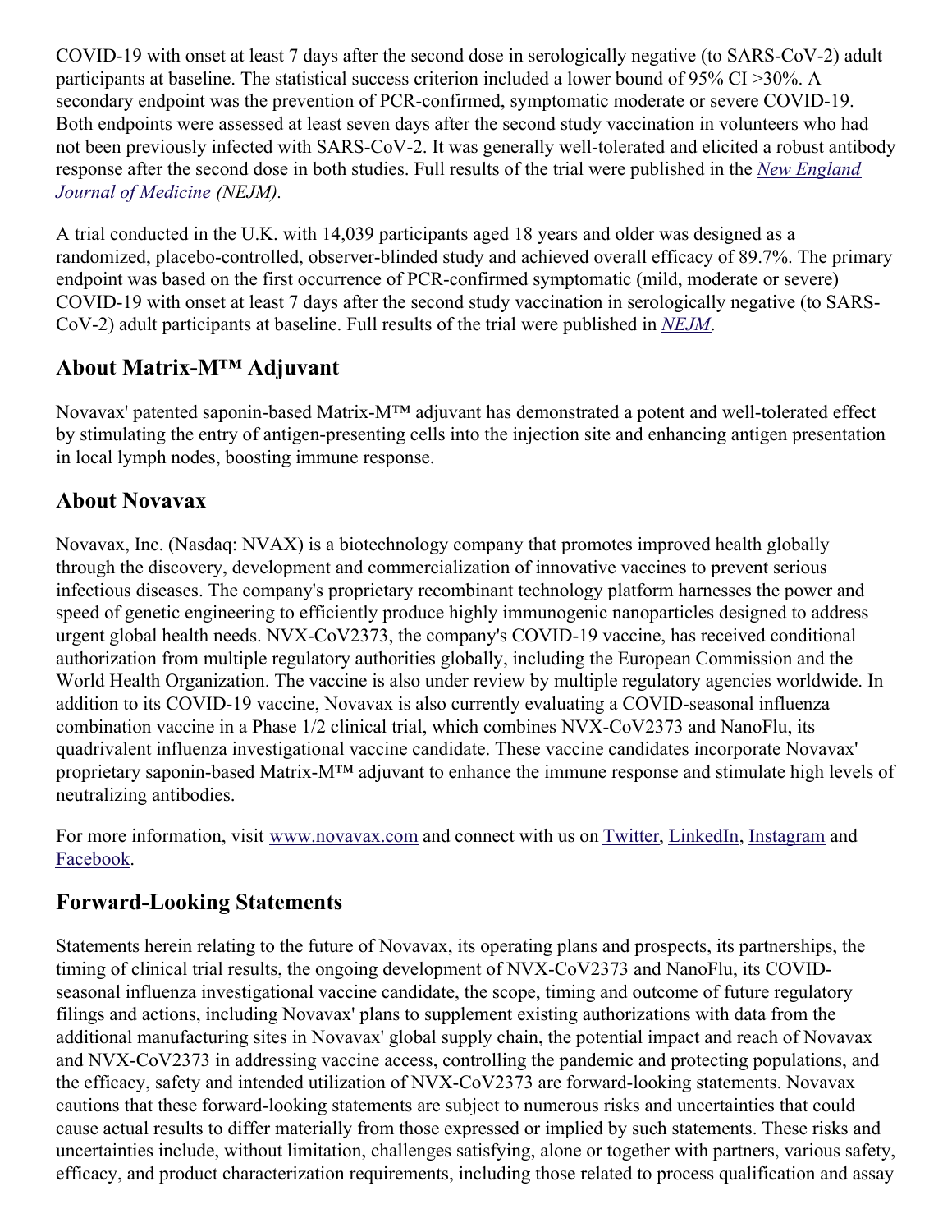COVID-19 with onset at least 7 days after the second dose in serologically negative (to SARS-CoV-2) adult participants at baseline. The statistical success criterion included a lower bound of 95% CI >30%. A secondary endpoint was the prevention of PCR-confirmed, symptomatic moderate or severe COVID-19. Both endpoints were assessed at least seven days after the second study vaccination in volunteers who had not been previously infected with SARS-CoV-2. It was generally well-tolerated and elicited a robust antibody response after the second dose in both studies. Full results of the trial were published in the *New England Journal of Medicine* *(NEJM)*.

A trial conducted in the U.K. with 14,039 participants aged 18 years and older was designed as a randomized, placebo-controlled, observer-blinded study and achieved overall efficacy of 89.7%. The primary endpoint was based on the first occurrence of PCR-confirmed symptomatic (mild, moderate or severe) COVID-19 with onset at least 7 days after the second study vaccination in serologically negative (to SARS-CoV-2) adult participants at baseline. Full results of the trial were published in *NEJM*.

## About Matrix-M™ Adjuvant

Novavax' patented saponin-based Matrix-M™ adjuvant has demonstrated a potent and well-tolerated effect by stimulating the entry of antigen-presenting cells into the injection site and enhancing antigen presentation in local lymph nodes, boosting immune response.

## About Novavax

Novavax, Inc. (Nasdaq: NVAX) is a biotechnology company that promotes improved health globally through the discovery, development and commercialization of innovative vaccines to prevent serious infectious diseases. The company's proprietary recombinant technology platform harnesses the power and speed of genetic engineering to efficiently produce highly immunogenic nanoparticles designed to address urgent global health needs. NVX-CoV2373, the company's COVID-19 vaccine, has received conditional authorization from multiple regulatory authorities globally, including the European Commission and the World Health Organization. The vaccine is also under review by multiple regulatory agencies worldwide. In addition to its COVID-19 vaccine, Novavax is also currently evaluating a COVID-seasonal influenza combination vaccine in a Phase 1/2 clinical trial, which combines NVX-CoV2373 and NanoFlu, its quadrivalent influenza investigational vaccine candidate. These vaccine candidates incorporate Novavax' proprietary saponin-based Matrix-M™ adjuvant to enhance the immune response and stimulate high levels of neutralizing antibodies.

For more information, visit www.novavax.com and connect with us on Twitter, LinkedIn, Instagram and Facebook.

## Forward-Looking Statements

Statements herein relating to the future of Novavax, its operating plans and prospects, its partnerships, the timing of clinical trial results, the ongoing development of NVX-CoV2373 and NanoFlu, its COVID-seasonal influenza investigational vaccine candidate, the scope, timing and outcome of future regulatory filings and actions, including Novavax' plans to supplement existing authorizations with data from the additional manufacturing sites in Novavax' global supply chain, the potential impact and reach of Novavax and NVX-CoV2373 in addressing vaccine access, controlling the pandemic and protecting populations, and the efficacy, safety and intended utilization of NVX-CoV2373 are forward-looking statements. Novavax cautions that these forward-looking statements are subject to numerous risks and uncertainties that could cause actual results to differ materially from those expressed or implied by such statements. These risks and uncertainties include, without limitation, challenges satisfying, alone or together with partners, various safety, efficacy, and product characterization requirements, including those related to process qualification and assay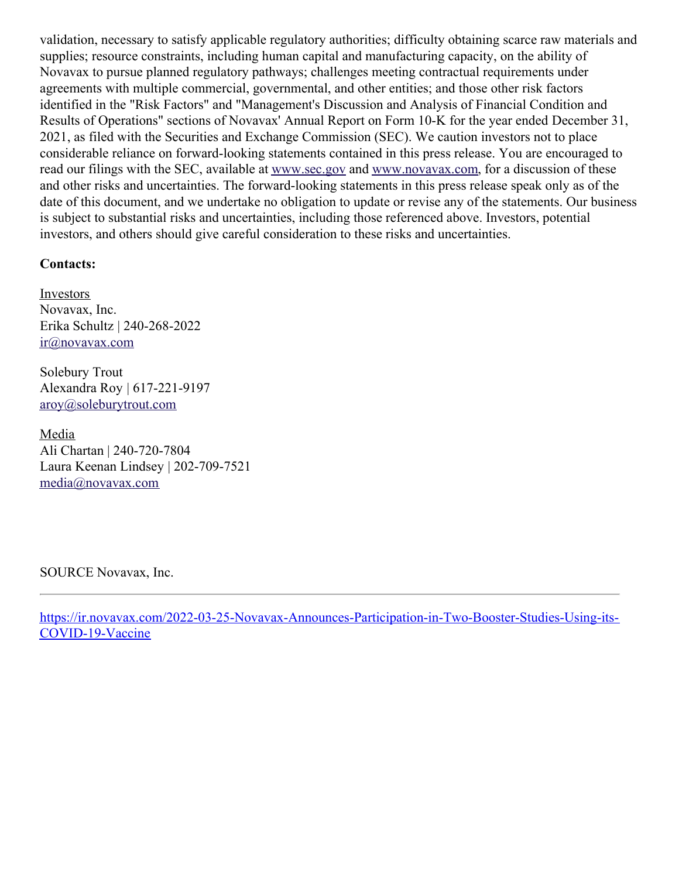validation, necessary to satisfy applicable regulatory authorities; difficulty obtaining scarce raw materials and supplies; resource constraints, including human capital and manufacturing capacity, on the ability of Novavax to pursue planned regulatory pathways; challenges meeting contractual requirements under agreements with multiple commercial, governmental, and other entities; and those other risk factors identified in the "Risk Factors" and "Management's Discussion and Analysis of Financial Condition and Results of Operations" sections of Novavax' Annual Report on Form 10-K for the year ended December 31, 2021, as filed with the Securities and Exchange Commission (SEC). We caution investors not to place considerable reliance on forward-looking statements contained in this press release. You are encouraged to read our filings with the SEC, available at [www.sec.gov](http://www.sec.gov) and [www.novavax.com](http://www.novavax.com), for a discussion of these and other risks and uncertainties. The forward-looking statements in this press release speak only as of the date of this document, and we undertake no obligation to update or revise any of the statements. Our business is subject to substantial risks and uncertainties, including those referenced above. Investors, potential investors, and others should give careful consideration to these risks and uncertainties.

**Contacts:**

Investors
Novavax, Inc.
Erika Schultz | 240-268-2022
[ir@novavax.com](mailto:ir@novavax.com)

Solebury Trout
Alexandra Roy | 617-221-9197
[aroy@soleburytrout.com](mailto:aroy@soleburytrout.com)

Media
Ali Chartan | 240-720-7804
Laura Keenan Lindsey | 202-709-7521
[media@novavax.com](mailto:media@novavax.com)

SOURCE Novavax, Inc.

---

[https://ir.novavax.com/2022-03-25-Novavax-Announces-Participation-in-Two-Booster-Studies-Using-its-COVID-19-Vaccine](https://ir.novavax.com/2022-03-25-Novavax-Announces-Participation-in-Two-Booster-Studies-Using-its-COVID-19-Vaccine)